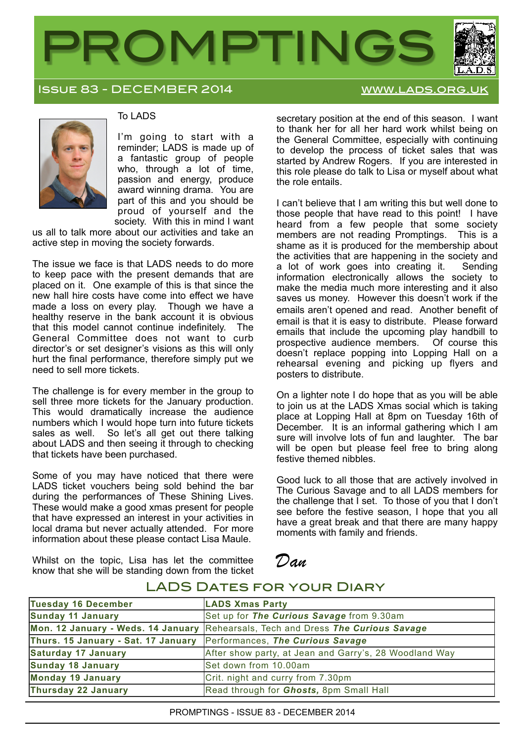# PROMPTINGS

ISSUE 83 - DECEMBER 2014 WWW.LADS.ORG.UK

To LADS

I'm going to start with a reminder; LADS is made up of a fantastic group of people who, through a lot of time, passion and energy, produce award winning drama. You are part of this and you should be proud of yourself and the society. With this in mind I want us all to talk more about our activities and take an active step in moving the society forwards.

The issue we face is that LADS needs to do more to keep pace with the present demands that are placed on it. One example of this is that since the new hall hire costs have come into effect we have made a loss on every play. Though we have a healthy reserve in the bank account it is obvious that this model cannot continue indefinitely. The General Committee does not want to curb director's or set designer's visions as this will only hurt the final performance, therefore simply put we need to sell more tickets.

The challenge is for every member in the group to sell three more tickets for the January production. This would dramatically increase the audience numbers which I would hope turn into future tickets sales as well. So let's all get out there talking about LADS and then seeing it through to checking that tickets have been purchased.

Some of you may have noticed that there were LADS ticket vouchers being sold behind the bar during the performances of These Shining Lives. These would make a good xmas present for people that have expressed an interest in your activities in local drama but never actually attended. For more information about these please contact Lisa Maule.

Whilst on the topic, Lisa has let the committee know that she will be standing down from the ticket secretary position at the end of this season. I want to thank her for all her hard work whilst being on the General Committee, especially with continuing to develop the process of ticket sales that was started by Andrew Rogers. If you are interested in this role please do talk to Lisa or myself about what the role entails.

I can't believe that I am writing this but well done to those people that have read to this point! I have heard from a few people that some society members are not reading Promptings. This is a shame as it is produced for the membership about the activities that are happening in the society and a lot of work goes into creating it. Sending information electronically allows the society to make the media much more interesting and it also saves us money. However this doesn't work if the emails aren't opened and read. Another benefit of email is that it is easy to distribute. Please forward emails that include the upcoming play handbill to prospective audience members. Of course this doesn't replace popping into Lopping Hall on a rehearsal evening and picking up flyers and posters to distribute.

On a lighter note I do hope that as you will be able to join us at the LADS Xmas social which is taking place at Lopping Hall at 8pm on Tuesday 16th of December. It is an informal gathering which I am sure will involve lots of fun and laughter. The bar will be open but please feel free to bring along festive themed nibbles.

Good luck to all those that are actively involved in The Curious Savage and to all LADS members for the challenge that I set. To those of you that I don't see before the festive season, I hope that you all have a great break and that there are many happy moments with family and friends.

*Dan*

## LADS Dates for your Diary

| | |
|---|---|
| **Tuesday 16 December** | **LADS Xmas Party** |
| **Sunday 11 January** | Set up for ***The Curious Savage*** from 9.30am |
| **Mon. 12 January - Weds. 14 January** | Rehearsals, Tech and Dress ***The Curious Savage*** |
| **Thurs. 15 January - Sat. 17 January** | Performances, ***The Curious Savage*** |
| **Saturday 17 January** | After show party, at Jean and Garry's, 28 Woodland Way |
| **Sunday 18 January** | Set down from 10.00am |
| **Monday 19 January** | Crit. night and curry from 7.30pm |
| **Thursday 22 January** | Read through for ***Ghosts,*** 8pm Small Hall |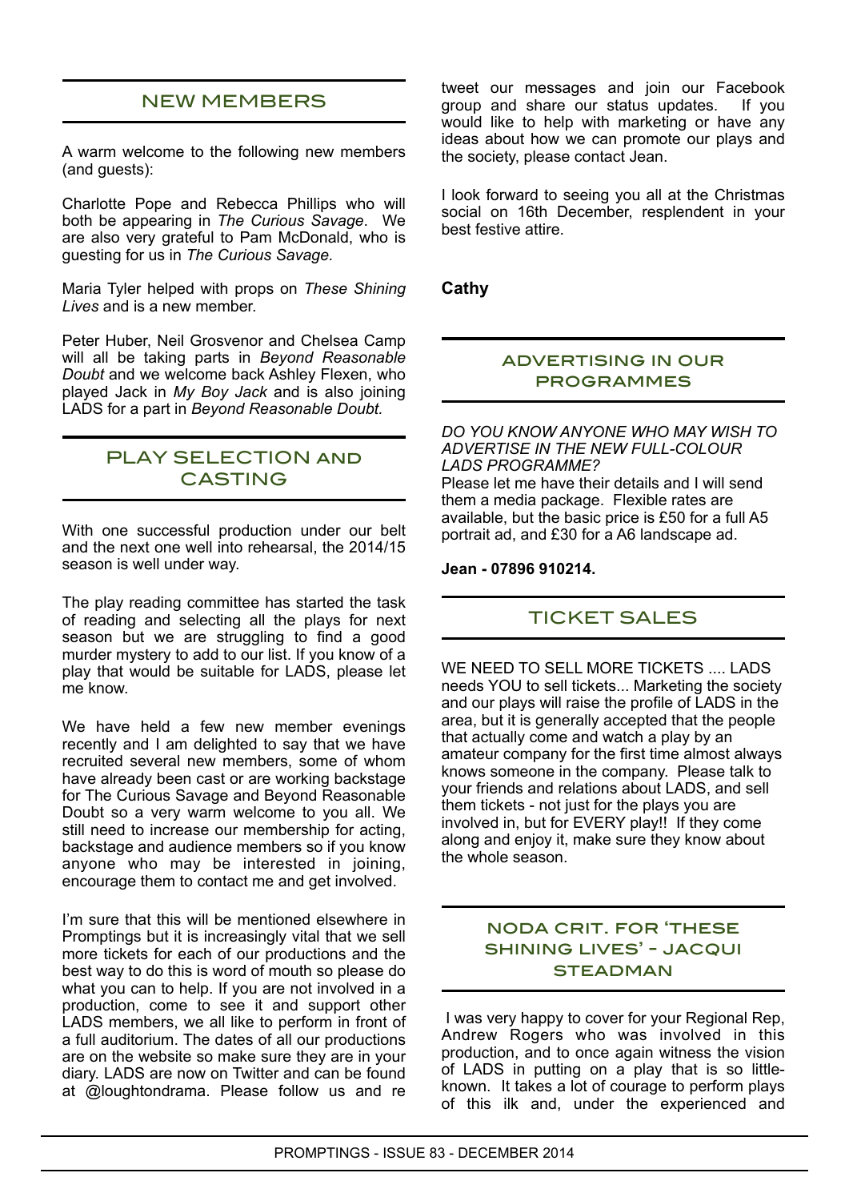## NEW MEMBERS

A warm welcome to the following new members (and guests):

Charlotte Pope and Rebecca Phillips who will both be appearing in *The Curious Savage*. We are also very grateful to Pam McDonald, who is guesting for us in *The Curious Savage.*

Maria Tyler helped with props on *These Shining Lives* and is a new member.

Peter Huber, Neil Grosvenor and Chelsea Camp will all be taking parts in *Beyond Reasonable Doubt* and we welcome back Ashley Flexen, who played Jack in *My Boy Jack* and is also joining LADS for a part in *Beyond Reasonable Doubt.*

## PLAY SELECTION and CASTING

With one successful production under our belt and the next one well into rehearsal, the 2014/15 season is well under way.

The play reading committee has started the task of reading and selecting all the plays for next season but we are struggling to find a good murder mystery to add to our list. If you know of a play that would be suitable for LADS, please let me know.

We have held a few new member evenings recently and I am delighted to say that we have recruited several new members, some of whom have already been cast or are working backstage for The Curious Savage and Beyond Reasonable Doubt so a very warm welcome to you all. We still need to increase our membership for acting, backstage and audience members so if you know anyone who may be interested in joining, encourage them to contact me and get involved.

I'm sure that this will be mentioned elsewhere in Promptings but it is increasingly vital that we sell more tickets for each of our productions and the best way to do this is word of mouth so please do what you can to help. If you are not involved in a production, come to see it and support other LADS members, we all like to perform in front of a full auditorium. The dates of all our productions are on the website so make sure they are in your diary. LADS are now on Twitter and can be found at @loughtondrama. Please follow us and re tweet our messages and join our Facebook group and share our status updates. If you would like to help with marketing or have any ideas about how we can promote our plays and the society, please contact Jean.

I look forward to seeing you all at the Christmas social on 16th December, resplendent in your best festive attire.

**Cathy**

## ADVERTISING IN OUR PROGRAMMES

*DO YOU KNOW ANYONE WHO MAY WISH TO ADVERTISE IN THE NEW FULL-COLOUR LADS PROGRAMME?*

Please let me have their details and I will send them a media package. Flexible rates are available, but the basic price is £50 for a full A5 portrait ad, and £30 for a A6 landscape ad.

**Jean - 07896 910214.**

## TICKET SALES

WE NEED TO SELL MORE TICKETS .... LADS needs YOU to sell tickets... Marketing the society and our plays will raise the profile of LADS in the area, but it is generally accepted that the people that actually come and watch a play by an amateur company for the first time almost always knows someone in the company. Please talk to your friends and relations about LADS, and sell them tickets - not just for the plays you are involved in, but for EVERY play!! If they come along and enjoy it, make sure they know about the whole season.

## NODA CRIT. FOR 'THESE SHINING LIVES' - JACQUI STEADMAN

I was very happy to cover for your Regional Rep, Andrew Rogers who was involved in this production, and to once again witness the vision of LADS in putting on a play that is so little-known. It takes a lot of courage to perform plays of this ilk and, under the experienced and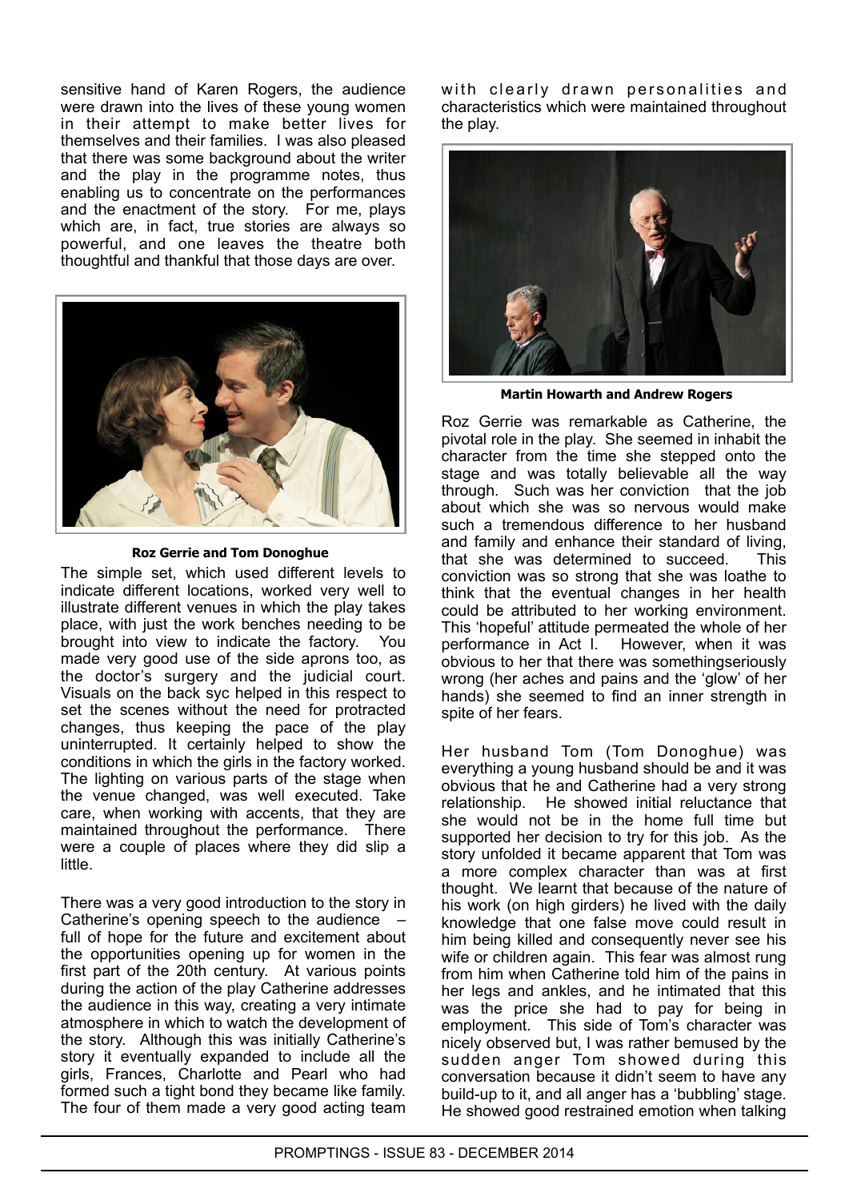sensitive hand of Karen Rogers, the audience were drawn into the lives of these young women in their attempt to make better lives for themselves and their families. I was also pleased that there was some background about the writer and the play in the programme notes, thus enabling us to concentrate on the performances and the enactment of the story. For me, plays which are, in fact, true stories are always so powerful, and one leaves the theatre both thoughtful and thankful that those days are over.

**Roz Gerrie and Tom Donoghue**

The simple set, which used different levels to indicate different locations, worked very well to illustrate different venues in which the play takes place, with just the work benches needing to be brought into view to indicate the factory. You made very good use of the side aprons too, as the doctor's surgery and the judicial court. Visuals on the back syc helped in this respect to set the scenes without the need for protracted changes, thus keeping the pace of the play uninterrupted. It certainly helped to show the conditions in which the girls in the factory worked. The lighting on various parts of the stage when the venue changed, was well executed. Take care, when working with accents, that they are maintained throughout the performance. There were a couple of places where they did slip a little.

There was a very good introduction to the story in Catherine's opening speech to the audience – full of hope for the future and excitement about the opportunities opening up for women in the first part of the 20th century. At various points during the action of the play Catherine addresses the audience in this way, creating a very intimate atmosphere in which to watch the development of the story. Although this was initially Catherine's story it eventually expanded to include all the girls, Frances, Charlotte and Pearl who had formed such a tight bond they became like family. The four of them made a very good acting team with clearly drawn personalities and characteristics which were maintained throughout the play.

**Martin Howarth and Andrew Rogers**

Roz Gerrie was remarkable as Catherine, the pivotal role in the play. She seemed in inhabit the character from the time she stepped onto the stage and was totally believable all the way through. Such was her conviction that the job about which she was so nervous would make such a tremendous difference to her husband and family and enhance their standard of living, that she was determined to succeed. This conviction was so strong that she was loathe to think that the eventual changes in her health could be attributed to her working environment. This 'hopeful' attitude permeated the whole of her performance in Act I. However, when it was obvious to her that there was somethingseriously wrong (her aches and pains and the 'glow' of her hands) she seemed to find an inner strength in spite of her fears.

Her husband Tom (Tom Donoghue) was everything a young husband should be and it was obvious that he and Catherine had a very strong relationship. He showed initial reluctance that she would not be in the home full time but supported her decision to try for this job. As the story unfolded it became apparent that Tom was a more complex character than was at first thought. We learnt that because of the nature of his work (on high girders) he lived with the daily knowledge that one false move could result in him being killed and consequently never see his wife or children again. This fear was almost rung from him when Catherine told him of the pains in her legs and ankles, and he intimated that this was the price she had to pay for being in employment. This side of Tom's character was nicely observed but, I was rather bemused by the sudden anger Tom showed during this conversation because it didn't seem to have any build-up to it, and all anger has a 'bubbling' stage. He showed good restrained emotion when talking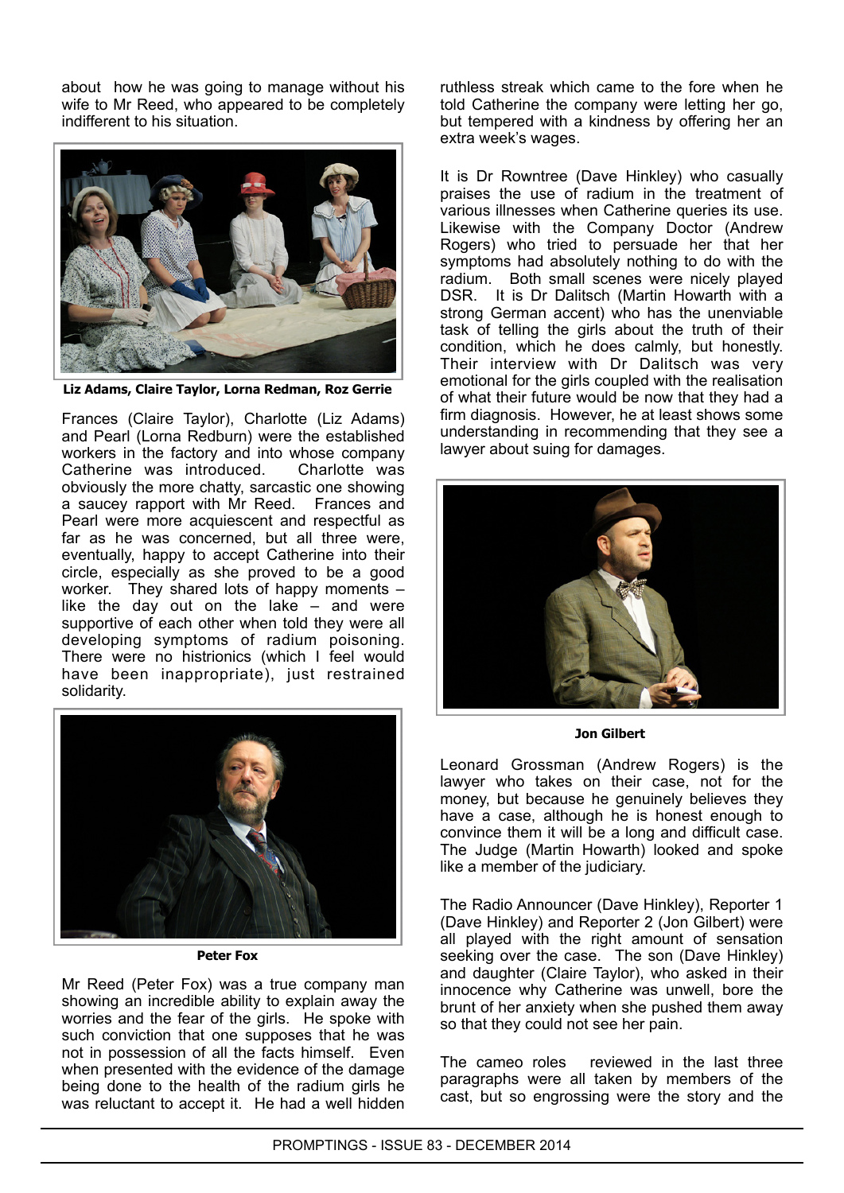about how he was going to manage without his wife to Mr Reed, who appeared to be completely indifferent to his situation.

**Liz Adams, Claire Taylor, Lorna Redman, Roz Gerrie**

Frances (Claire Taylor), Charlotte (Liz Adams) and Pearl (Lorna Redburn) were the established workers in the factory and into whose company Catherine was introduced. Charlotte was obviously the more chatty, sarcastic one showing a saucey rapport with Mr Reed. Frances and Pearl were more acquiescent and respectful as far as he was concerned, but all three were, eventually, happy to accept Catherine into their circle, especially as she proved to be a good worker. They shared lots of happy moments – like the day out on the lake – and were supportive of each other when told they were all developing symptoms of radium poisoning. There were no histrionics (which I feel would have been inappropriate), just restrained solidarity.

**Peter Fox**

Mr Reed (Peter Fox) was a true company man showing an incredible ability to explain away the worries and the fear of the girls. He spoke with such conviction that one supposes that he was not in possession of all the facts himself. Even when presented with the evidence of the damage being done to the health of the radium girls he was reluctant to accept it. He had a well hidden ruthless streak which came to the fore when he told Catherine the company were letting her go, but tempered with a kindness by offering her an extra week's wages.

It is Dr Rowntree (Dave Hinkley) who casually praises the use of radium in the treatment of various illnesses when Catherine queries its use. Likewise with the Company Doctor (Andrew Rogers) who tried to persuade her that her symptoms had absolutely nothing to do with the radium. Both small scenes were nicely played DSR. It is Dr Dalitsch (Martin Howarth with a strong German accent) who has the unenviable task of telling the girls about the truth of their condition, which he does calmly, but honestly. Their interview with Dr Dalitsch was very emotional for the girls coupled with the realisation of what their future would be now that they had a firm diagnosis. However, he at least shows some understanding in recommending that they see a lawyer about suing for damages.

**Jon Gilbert**

Leonard Grossman (Andrew Rogers) is the lawyer who takes on their case, not for the money, but because he genuinely believes they have a case, although he is honest enough to convince them it will be a long and difficult case. The Judge (Martin Howarth) looked and spoke like a member of the judiciary.

The Radio Announcer (Dave Hinkley), Reporter 1 (Dave Hinkley) and Reporter 2 (Jon Gilbert) were all played with the right amount of sensation seeking over the case. The son (Dave Hinkley) and daughter (Claire Taylor), who asked in their innocence why Catherine was unwell, bore the brunt of her anxiety when she pushed them away so that they could not see her pain.

The cameo roles reviewed in the last three paragraphs were all taken by members of the cast, but so engrossing were the story and the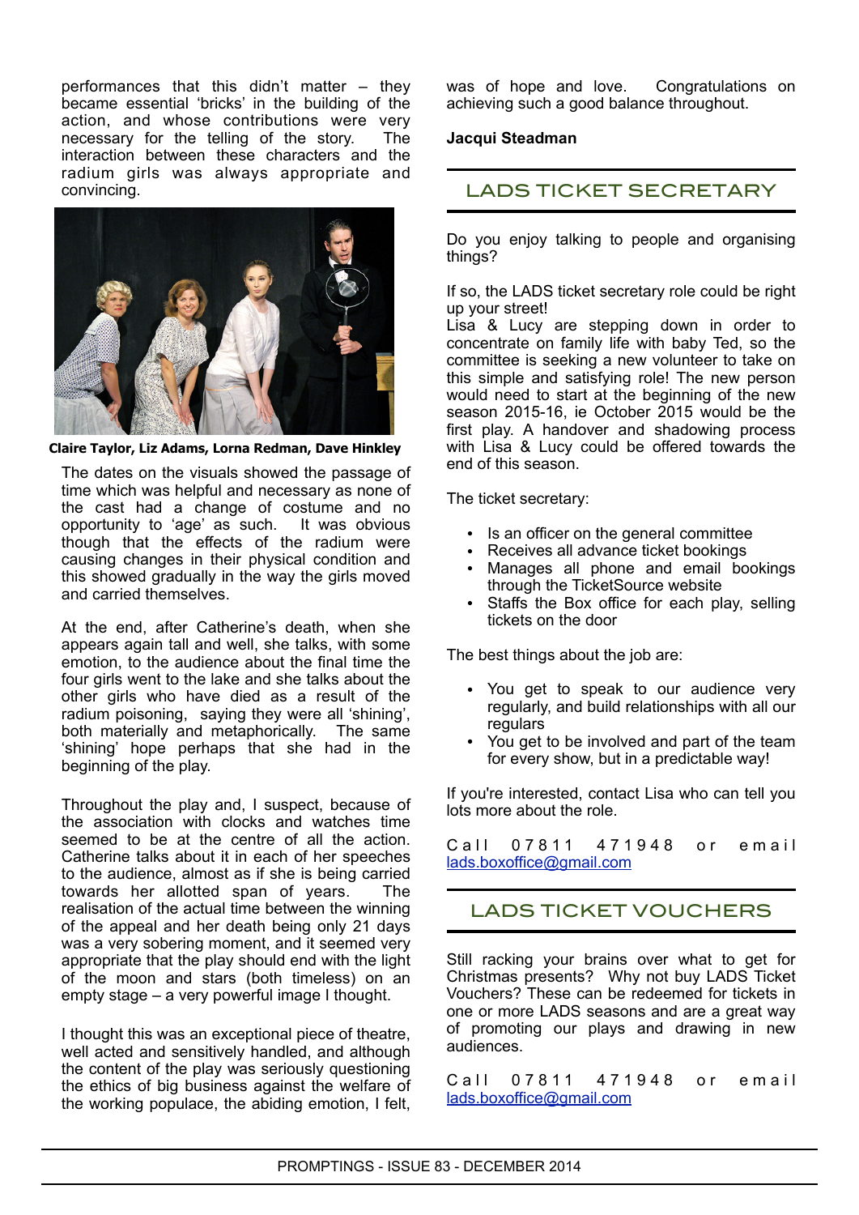performances that this didn't matter – they became essential 'bricks' in the building of the action, and whose contributions were very necessary for the telling of the story. The interaction between these characters and the radium girls was always appropriate and convincing.

Claire Taylor, Liz Adams, Lorna Redman, Dave Hinkley

The dates on the visuals showed the passage of time which was helpful and necessary as none of the cast had a change of costume and no opportunity to 'age' as such. It was obvious though that the effects of the radium were causing changes in their physical condition and this showed gradually in the way the girls moved and carried themselves.

At the end, after Catherine's death, when she appears again tall and well, she talks, with some emotion, to the audience about the final time the four girls went to the lake and she talks about the other girls who have died as a result of the radium poisoning, saying they were all 'shining', both materially and metaphorically. The same 'shining' hope perhaps that she had in the beginning of the play.

Throughout the play and, I suspect, because of the association with clocks and watches time seemed to be at the centre of all the action. Catherine talks about it in each of her speeches to the audience, almost as if she is being carried towards her allotted span of years. The realisation of the actual time between the winning of the appeal and her death being only 21 days was a very sobering moment, and it seemed very appropriate that the play should end with the light of the moon and stars (both timeless) on an empty stage – a very powerful image I thought.

I thought this was an exceptional piece of theatre, well acted and sensitively handled, and although the content of the play was seriously questioning the ethics of big business against the welfare of the working populace, the abiding emotion, I felt, was of hope and love. Congratulations on achieving such a good balance throughout.

**Jacqui Steadman**

## LADS TICKET SECRETARY

Do you enjoy talking to people and organising things?

If so, the LADS ticket secretary role could be right up your street!
Lisa & Lucy are stepping down in order to concentrate on family life with baby Ted, so the committee is seeking a new volunteer to take on this simple and satisfying role! The new person would need to start at the beginning of the new season 2015-16, ie October 2015 would be the first play. A handover and shadowing process with Lisa & Lucy could be offered towards the end of this season.

The ticket secretary:

- Is an officer on the general committee
- Receives all advance ticket bookings
- Manages all phone and email bookings through the TicketSource website
- Staffs the Box office for each play, selling tickets on the door

The best things about the job are:

- You get to speak to our audience very regularly, and build relationships with all our regulars
- You get to be involved and part of the team for every show, but in a predictable way!

If you're interested, contact Lisa who can tell you lots more about the role.

Call 07811 471948 or email lads.boxoffice@gmail.com

## LADS TICKET VOUCHERS

Still racking your brains over what to get for Christmas presents? Why not buy LADS Ticket Vouchers? These can be redeemed for tickets in one or more LADS seasons and are a great way of promoting our plays and drawing in new audiences.

Call 07811 471948 or email lads.boxoffice@gmail.com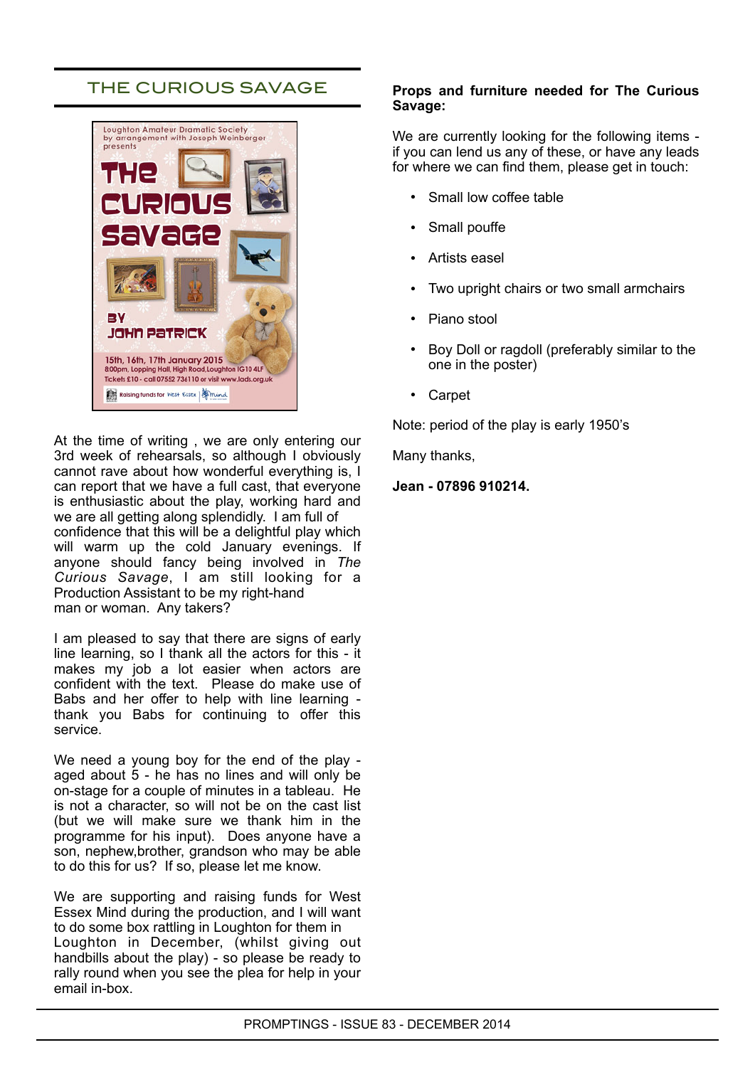## THE CURIOUS SAVAGE

At the time of writing , we are only entering our 3rd week of rehearsals, so although I obviously cannot rave about how wonderful everything is, I can report that we have a full cast, that everyone is enthusiastic about the play, working hard and we are all getting along splendidly. I am full of confidence that this will be a delightful play which will warm up the cold January evenings. If anyone should fancy being involved in *The Curious Savage*, I am still looking for a Production Assistant to be my right-hand man or woman. Any takers?

I am pleased to say that there are signs of early line learning, so I thank all the actors for this - it makes my job a lot easier when actors are confident with the text. Please do make use of Babs and her offer to help with line learning - thank you Babs for continuing to offer this service.

We need a young boy for the end of the play - aged about 5 - he has no lines and will only be on-stage for a couple of minutes in a tableau. He is not a character, so will not be on the cast list (but we will make sure we thank him in the programme for his input). Does anyone have a son, nephew,brother, grandson who may be able to do this for us? If so, please let me know.

We are supporting and raising funds for West Essex Mind during the production, and I will want to do some box rattling in Loughton for them in Loughton in December, (whilst giving out handbills about the play) - so please be ready to rally round when you see the plea for help in your email in-box.

**Props and furniture needed for The Curious Savage:**

We are currently looking for the following items - if you can lend us any of these, or have any leads for where we can find them, please get in touch:

- Small low coffee table
- Small pouffe
- Artists easel
- Two upright chairs or two small armchairs
- Piano stool
- Boy Doll or ragdoll (preferably similar to the one in the poster)
- Carpet

Note: period of the play is early 1950's

Many thanks,

**Jean - 07896 910214.**